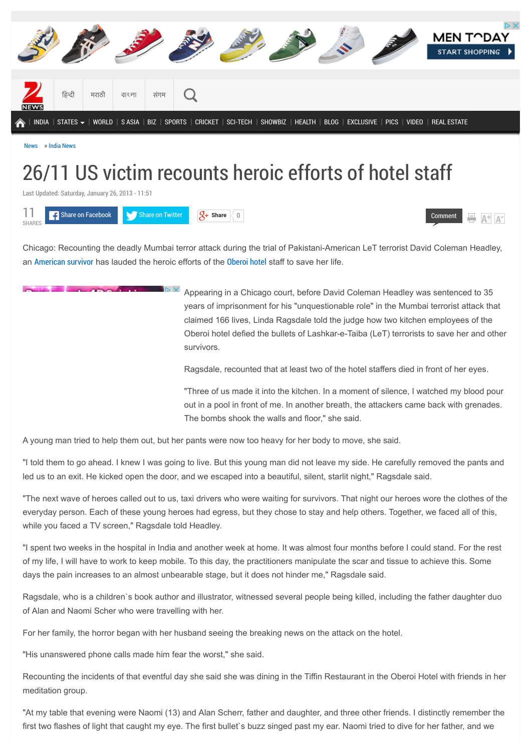News » India News

# 26/11 US victim recounts heroic efforts of hotel staff

Last Updated: Saturday, January 26, 2013 - 11:51

Chicago: Recounting the deadly Mumbai terror attack during the trial of Pakistani-American LeT terrorist David Coleman Headley, an American survivor has lauded the heroic efforts of the Oberoi hotel staff to save her life.

Appearing in a Chicago court, before David Coleman Headley was sentenced to 35 years of imprisonment for his "unquestionable role" in the Mumbai terrorist attack that claimed 166 lives, Linda Ragsdale told the judge how two kitchen employees of the Oberoi hotel defied the bullets of Lashkar-e-Taiba (LeT) terrorists to save her and other survivors.

Ragsdale, recounted that at least two of the hotel staffers died in front of her eyes.

"Three of us made it into the kitchen. In a moment of silence, I watched my blood pour out in a pool in front of me. In another breath, the attackers came back with grenades. The bombs shook the walls and floor," she said.

A young man tried to help them out, but her pants were now too heavy for her body to move, she said.

"I told them to go ahead. I knew I was going to live. But this young man did not leave my side. He carefully removed the pants and led us to an exit. He kicked open the door, and we escaped into a beautiful, silent, starlit night," Ragsdale said.

"The next wave of heroes called out to us, taxi drivers who were waiting for survivors. That night our heroes wore the clothes of the everyday person. Each of these young heroes had egress, but they chose to stay and help others. Together, we faced all of this, while you faced a TV screen," Ragsdale told Headley.

"I spent two weeks in the hospital in India and another week at home. It was almost four months before I could stand. For the rest of my life, I will have to work to keep mobile. To this day, the practitioners manipulate the scar and tissue to achieve this. Some days the pain increases to an almost unbearable stage, but it does not hinder me," Ragsdale said.

Ragsdale, who is a children`s book author and illustrator, witnessed several people being killed, including the father daughter duo of Alan and Naomi Scher who were travelling with her.

For her family, the horror began with her husband seeing the breaking news on the attack on the hotel.

"His unanswered phone calls made him fear the worst," she said.

Recounting the incidents of that eventful day she said she was dining in the Tiffin Restaurant in the Oberoi Hotel with friends in her meditation group.

"At my table that evening were Naomi (13) and Alan Scherr, father and daughter, and three other friends. I distinctly remember the first two flashes of light that caught my eye. The first bullet`s buzz singed past my ear. Naomi tried to dive for her father, and we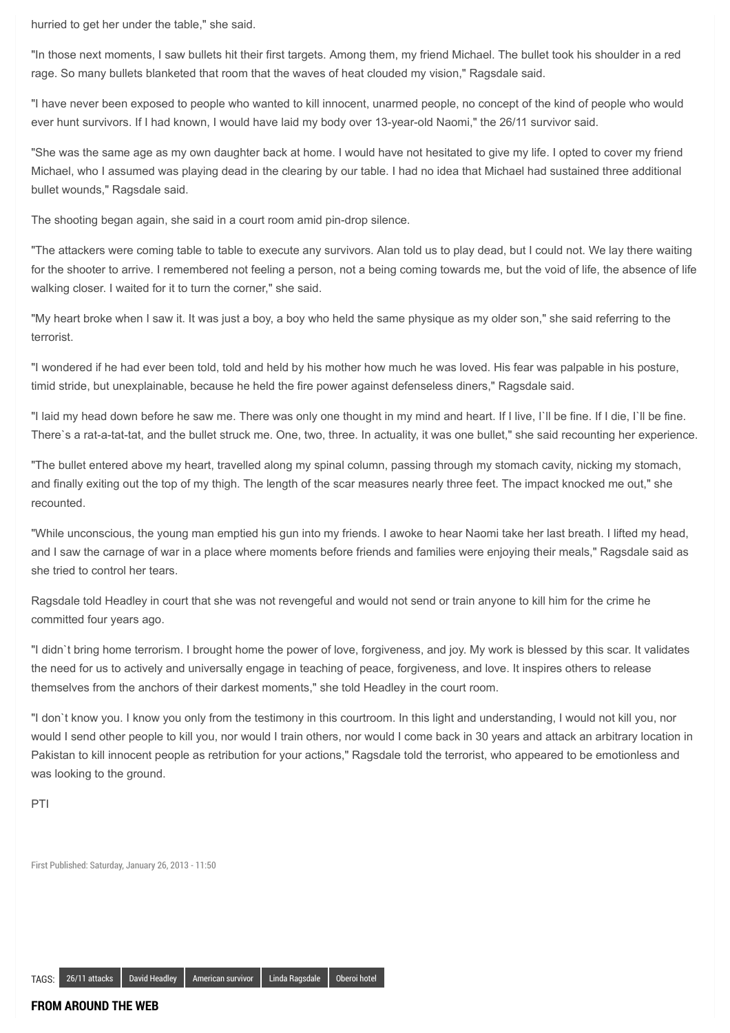hurried to get her under the table," she said.

"In those next moments, I saw bullets hit their first targets. Among them, my friend Michael. The bullet took his shoulder in a red rage. So many bullets blanketed that room that the waves of heat clouded my vision," Ragsdale said.

"I have never been exposed to people who wanted to kill innocent, unarmed people, no concept of the kind of people who would ever hunt survivors. If I had known, I would have laid my body over 13-year-old Naomi," the 26/11 survivor said.

"She was the same age as my own daughter back at home. I would have not hesitated to give my life. I opted to cover my friend Michael, who I assumed was playing dead in the clearing by our table. I had no idea that Michael had sustained three additional bullet wounds," Ragsdale said.

The shooting began again, she said in a court room amid pin-drop silence.

"The attackers were coming table to table to execute any survivors. Alan told us to play dead, but I could not. We lay there waiting for the shooter to arrive. I remembered not feeling a person, not a being coming towards me, but the void of life, the absence of life walking closer. I waited for it to turn the corner," she said.

"My heart broke when I saw it. It was just a boy, a boy who held the same physique as my older son," she said referring to the terrorist.

"I wondered if he had ever been told, told and held by his mother how much he was loved. His fear was palpable in his posture, timid stride, but unexplainable, because he held the fire power against defenseless diners," Ragsdale said.

"I laid my head down before he saw me. There was only one thought in my mind and heart. If I live, I`ll be fine. If I die, I`ll be fine. There`s a rat-a-tat-tat, and the bullet struck me. One, two, three. In actuality, it was one bullet," she said recounting her experience.

"The bullet entered above my heart, travelled along my spinal column, passing through my stomach cavity, nicking my stomach, and finally exiting out the top of my thigh. The length of the scar measures nearly three feet. The impact knocked me out," she recounted.

"While unconscious, the young man emptied his gun into my friends. I awoke to hear Naomi take her last breath. I lifted my head, and I saw the carnage of war in a place where moments before friends and families were enjoying their meals," Ragsdale said as she tried to control her tears.

Ragsdale told Headley in court that she was not revengeful and would not send or train anyone to kill him for the crime he committed four years ago.

"I didn`t bring home terrorism. I brought home the power of love, forgiveness, and joy. My work is blessed by this scar. It validates the need for us to actively and universally engage in teaching of peace, forgiveness, and love. It inspires others to release themselves from the anchors of their darkest moments," she told Headley in the court room.

"I don`t know you. I know you only from the testimony in this courtroom. In this light and understanding, I would not kill you, nor would I send other people to kill you, nor would I train others, nor would I come back in 30 years and attack an arbitrary location in Pakistan to kill innocent people as retribution for your actions," Ragsdale told the terrorist, who appeared to be emotionless and was looking to the ground.

PTI

First Published: Saturday, January 26, 2013 - 11:50

TAGS: 26/11 attacks | David Headley | American survivor | Linda Ragsdale | Oberoi hotel

**FROM AROUND THE WEB**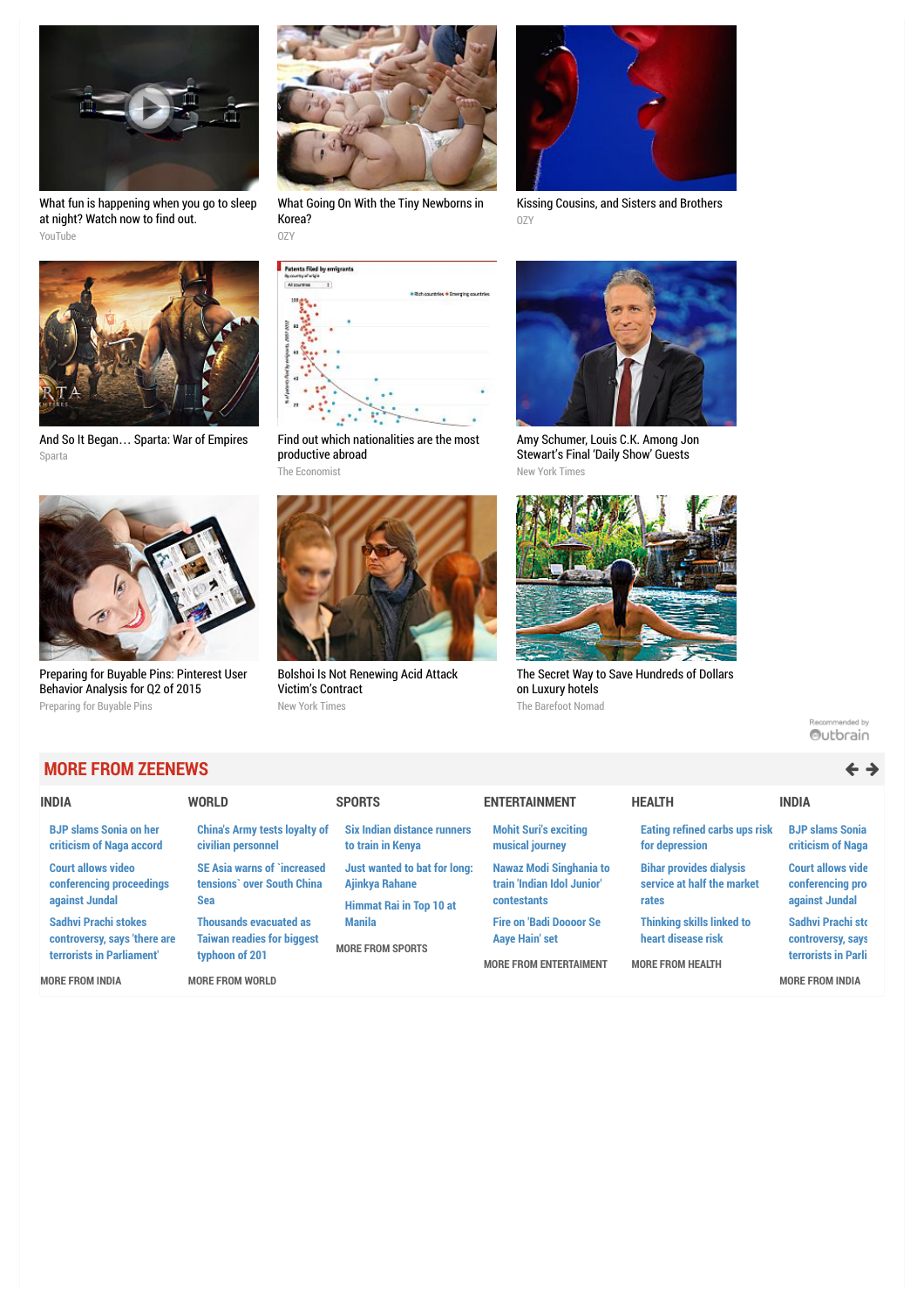What fun is happening when you go to sleep at night? Watch now to find out.
YouTube

What Going On With the Tiny Newborns in Korea?
OZY

Kissing Cousins, and Sisters and Brothers
OZY

And So It Began… Sparta: War of Empires
Sparta

Find out which nationalities are the most productive abroad
The Economist

Amy Schumer, Louis C.K. Among Jon Stewart's Final 'Daily Show' Guests
New York Times

Preparing for Buyable Pins: Pinterest User Behavior Analysis for Q2 of 2015
Preparing for Buyable Pins

Bolshoi Is Not Renewing Acid Attack Victim's Contract
New York Times

The Secret Way to Save Hundreds of Dollars on Luxury hotels
The Barefoot Nomad

Recommended by Outbrain

## MORE FROM ZEENEWS

### INDIA

- BJP slams Sonia on her criticism of Naga accord
- Court allows video conferencing proceedings against Jundal
- Sadhvi Prachi stokes controversy, says 'there are terrorists in Parliament'

MORE FROM INDIA

### WORLD

- China's Army tests loyalty of civilian personnel
- SE Asia warns of `increased tensions` over South China Sea
- Thousands evacuated as Taiwan readies for biggest typhoon of 201

MORE FROM WORLD

### SPORTS

- Six Indian distance runners to train in Kenya
- Just wanted to bat for long: Ajinkya Rahane
- Himmat Rai in Top 10 at Manila

MORE FROM SPORTS

### ENTERTAINMENT

- Mohit Suri's exciting musical journey
- Nawaz Modi Singhania to train 'Indian Idol Junior' contestants
- Fire on 'Badi Doooor Se Aaye Hain' set

MORE FROM ENTERTAIMENT

### HEALTH

- Eating refined carbs ups risk for depression
- Bihar provides dialysis service at half the market rates
- Thinking skills linked to heart disease risk

MORE FROM HEALTH

### INDIA

- BJP slams Sonia on her criticism of Naga
- Court allows vide conferencing pro against Jundal
- Sadhvi Prachi stc controversy, says terrorists in Parli

MORE FROM INDIA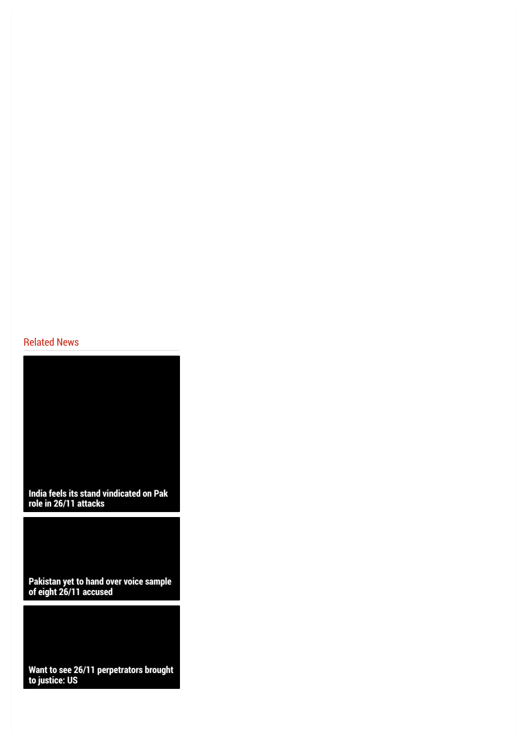## Related News

India feels its stand vindicated on Pak role in 26/11 attacks

Pakistan yet to hand over voice sample of eight 26/11 accused

Want to see 26/11 perpetrators brought to justice: US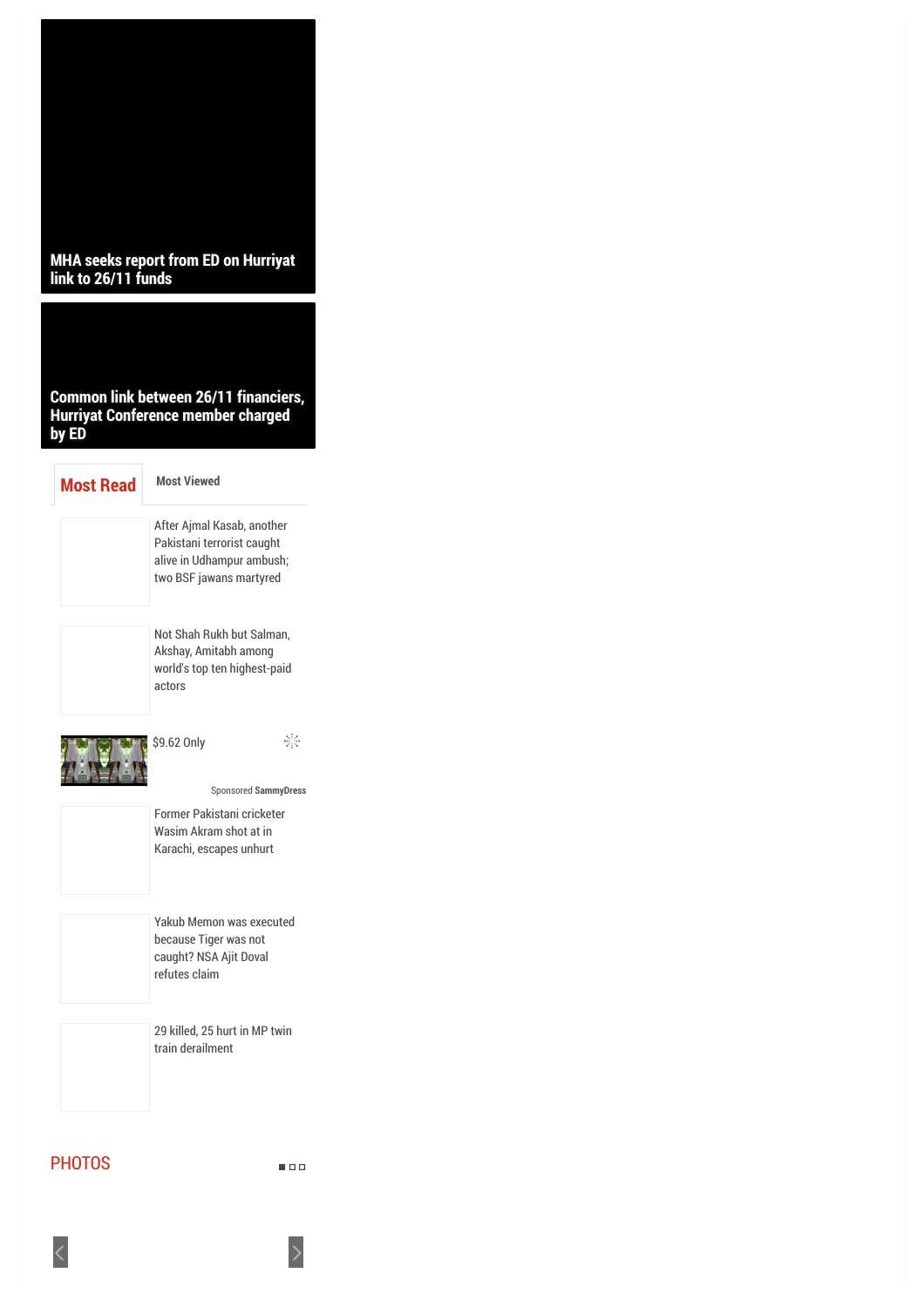**MHA seeks report from ED on Hurriyat link to 26/11 funds**

**Common link between 26/11 financiers, Hurriyat Conference member charged by ED**

## Most Read

Most Viewed

After Ajmal Kasab, another Pakistani terrorist caught alive in Udhampur ambush; two BSF jawans martyred

Not Shah Rukh but Salman, Akshay, Amitabh among world's top ten highest-paid actors

$9.62 Only

Sponsored **SammyDress**

Former Pakistani cricketer Wasim Akram shot at in Karachi, escapes unhurt

Yakub Memon was executed because Tiger was not caught? NSA Ajit Doval refutes claim

29 killed, 25 hurt in MP twin train derailment

## PHOTOS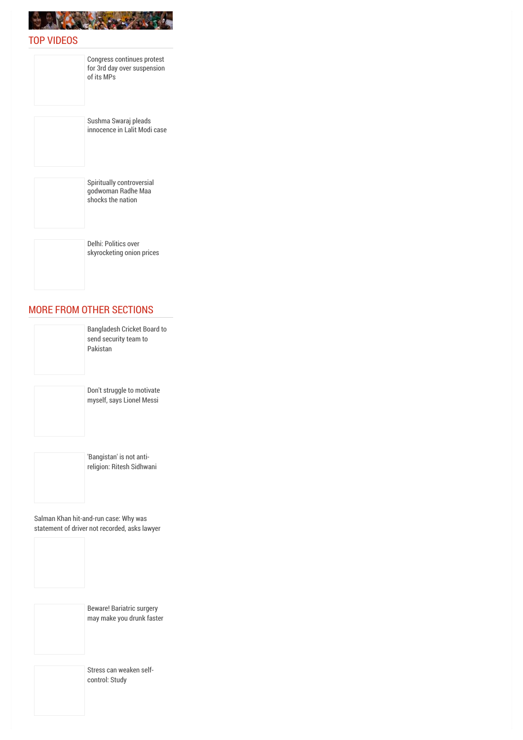## TOP VIDEOS

Congress continues protest for 3rd day over suspension of its MPs

Sushma Swaraj pleads innocence in Lalit Modi case

Spiritually controversial godwoman Radhe Maa shocks the nation

Delhi: Politics over skyrocketing onion prices

## MORE FROM OTHER SECTIONS

Bangladesh Cricket Board to send security team to Pakistan

Don't struggle to motivate myself, says Lionel Messi

'Bangistan' is not anti-religion: Ritesh Sidhwani

Salman Khan hit-and-run case: Why was statement of driver not recorded, asks lawyer

Beware! Bariatric surgery may make you drunk faster

Stress can weaken self-control: Study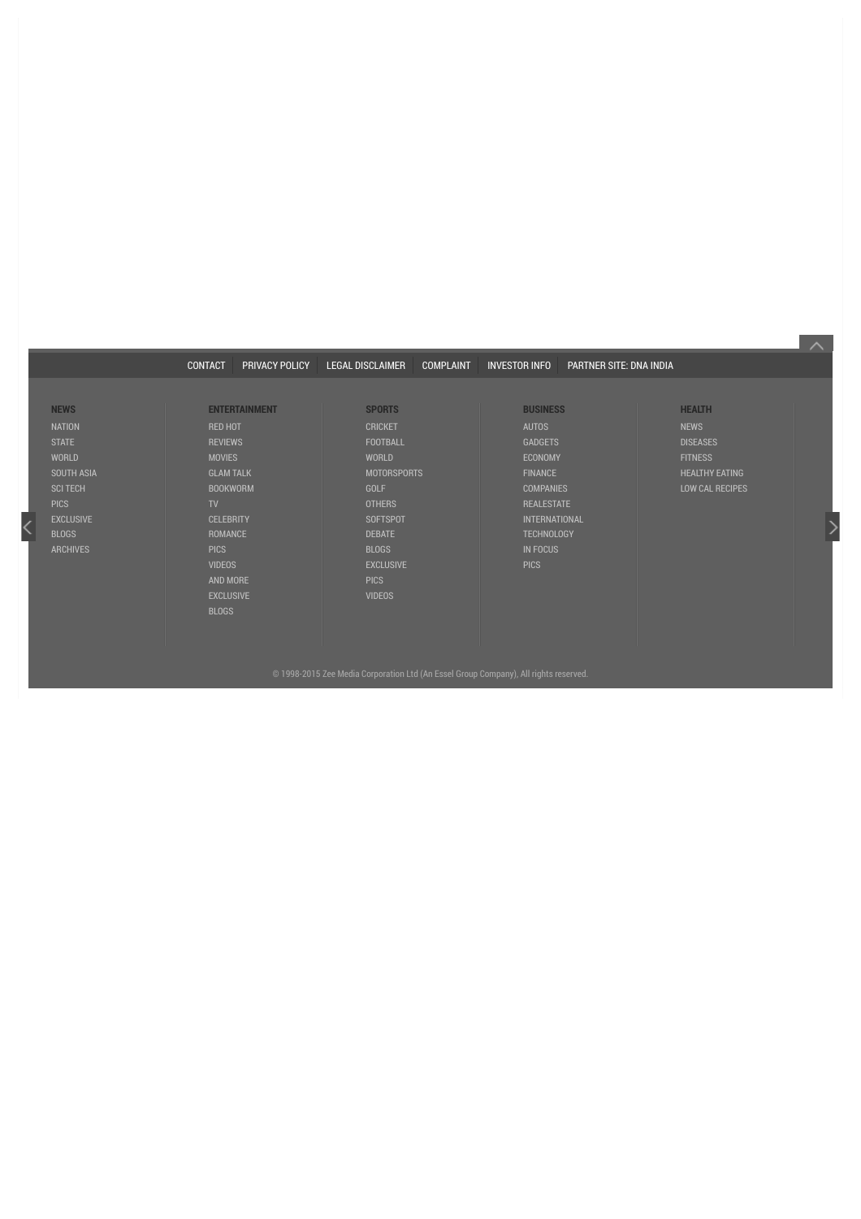CONTACT | PRIVACY POLICY | LEGAL DISCLAIMER | COMPLAINT | INVESTOR INFO | PARTNER SITE: DNA INDIA

**NEWS**

- NATION
- STATE
- WORLD
- SOUTH ASIA
- SCI TECH
- PICS
- EXCLUSIVE
- BLOGS
- ARCHIVES

**ENTERTAINMENT**

- RED HOT
- REVIEWS
- MOVIES
- GLAM TALK
- BOOKWORM
- TV
- CELEBRITY
- ROMANCE
- PICS
- VIDEOS
- AND MORE
- EXCLUSIVE
- BLOGS

**SPORTS**

- CRICKET
- FOOTBALL
- WORLD
- MOTORSPORTS
- GOLF
- OTHERS
- SOFTSPOT
- DEBATE
- BLOGS
- EXCLUSIVE
- PICS
- VIDEOS

**BUSINESS**

- AUTOS
- GADGETS
- ECONOMY
- FINANCE
- COMPANIES
- REALESTATE
- INTERNATIONAL
- TECHNOLOGY
- IN FOCUS
- PICS

**HEALTH**

- NEWS
- DISEASES
- FITNESS
- HEALTHY EATING
- LOW CAL RECIPES

© 1998-2015 Zee Media Corporation Ltd (An Essel Group Company), All rights reserved.